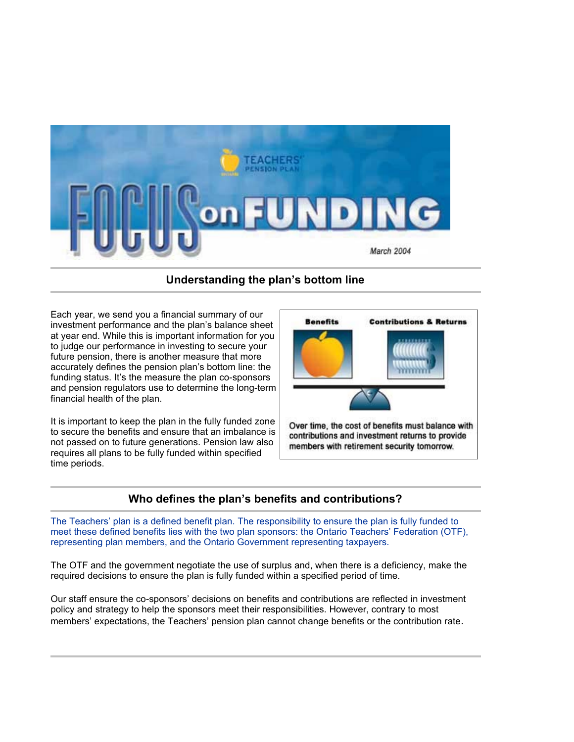# FOCUS on FUNDING

Teachers' Pension Plan

March 2004

## Understanding the plan's bottom line

Each year, we send you a financial summary of our investment performance and the plan's balance sheet at year end. While this is important information for you to judge our performance in investing to secure your future pension, there is another measure that more accurately defines the pension plan's bottom line: the funding status. It's the measure the plan co-sponsors and pension regulators use to determine the long-term financial health of the plan.

It is important to keep the plan in the fully funded zone to secure the benefits and ensure that an imbalance is not passed on to future generations. Pension law also requires all plans to be fully funded within specified time periods.

**Benefits** | **Contributions & Returns**

Over time, the cost of benefits must balance with contributions and investment returns to provide members with retirement security tomorrow.

## Who defines the plan's benefits and contributions?

The Teachers' plan is a defined benefit plan. The responsibility to ensure the plan is fully funded to meet these defined benefits lies with the two plan sponsors: the Ontario Teachers' Federation (OTF), representing plan members, and the Ontario Government representing taxpayers.

The OTF and the government negotiate the use of surplus and, when there is a deficiency, make the required decisions to ensure the plan is fully funded within a specified period of time.

Our staff ensure the co-sponsors' decisions on benefits and contributions are reflected in investment policy and strategy to help the sponsors meet their responsibilities. However, contrary to most members' expectations, the Teachers' pension plan cannot change benefits or the contribution rate.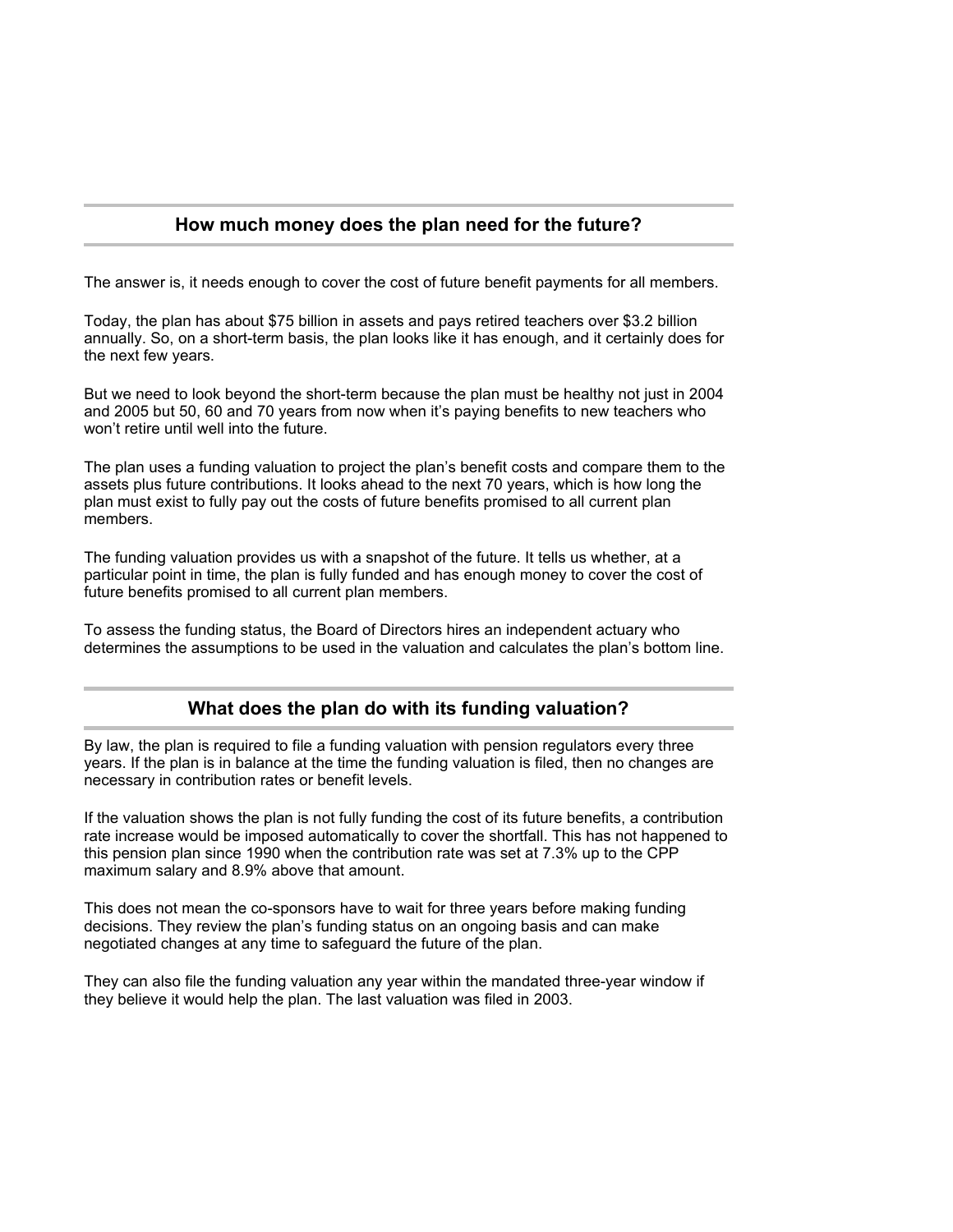## How much money does the plan need for the future?

The answer is, it needs enough to cover the cost of future benefit payments for all members.

Today, the plan has about $75 billion in assets and pays retired teachers over $3.2 billion annually. So, on a short-term basis, the plan looks like it has enough, and it certainly does for the next few years.

But we need to look beyond the short-term because the plan must be healthy not just in 2004 and 2005 but 50, 60 and 70 years from now when it's paying benefits to new teachers who won't retire until well into the future.

The plan uses a funding valuation to project the plan's benefit costs and compare them to the assets plus future contributions. It looks ahead to the next 70 years, which is how long the plan must exist to fully pay out the costs of future benefits promised to all current plan members.

The funding valuation provides us with a snapshot of the future. It tells us whether, at a particular point in time, the plan is fully funded and has enough money to cover the cost of future benefits promised to all current plan members.

To assess the funding status, the Board of Directors hires an independent actuary who determines the assumptions to be used in the valuation and calculates the plan's bottom line.

## What does the plan do with its funding valuation?

By law, the plan is required to file a funding valuation with pension regulators every three years. If the plan is in balance at the time the funding valuation is filed, then no changes are necessary in contribution rates or benefit levels.

If the valuation shows the plan is not fully funding the cost of its future benefits, a contribution rate increase would be imposed automatically to cover the shortfall. This has not happened to this pension plan since 1990 when the contribution rate was set at 7.3% up to the CPP maximum salary and 8.9% above that amount.

This does not mean the co-sponsors have to wait for three years before making funding decisions. They review the plan's funding status on an ongoing basis and can make negotiated changes at any time to safeguard the future of the plan.

They can also file the funding valuation any year within the mandated three-year window if they believe it would help the plan. The last valuation was filed in 2003.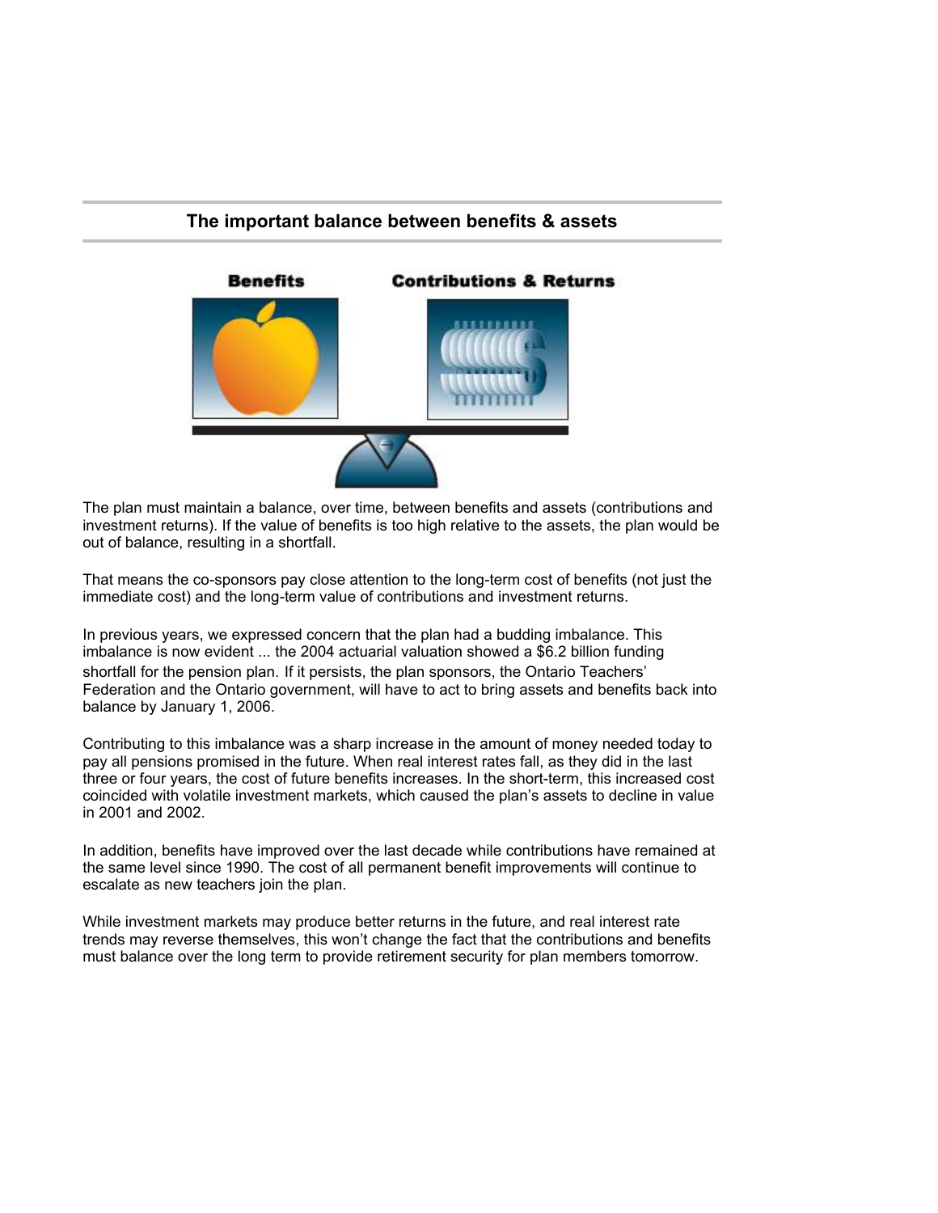## The important balance between benefits & assets

Benefits Contributions & Returns

The plan must maintain a balance, over time, between benefits and assets (contributions and investment returns). If the value of benefits is too high relative to the assets, the plan would be out of balance, resulting in a shortfall.

That means the co-sponsors pay close attention to the long-term cost of benefits (not just the immediate cost) and the long-term value of contributions and investment returns.

In previous years, we expressed concern that the plan had a budding imbalance. This imbalance is now evident ... the 2004 actuarial valuation showed a $6.2 billion funding shortfall for the pension plan. If it persists, the plan sponsors, the Ontario Teachers' Federation and the Ontario government, will have to act to bring assets and benefits back into balance by January 1, 2006.

Contributing to this imbalance was a sharp increase in the amount of money needed today to pay all pensions promised in the future. When real interest rates fall, as they did in the last three or four years, the cost of future benefits increases. In the short-term, this increased cost coincided with volatile investment markets, which caused the plan's assets to decline in value in 2001 and 2002.

In addition, benefits have improved over the last decade while contributions have remained at the same level since 1990. The cost of all permanent benefit improvements will continue to escalate as new teachers join the plan.

While investment markets may produce better returns in the future, and real interest rate trends may reverse themselves, this won't change the fact that the contributions and benefits must balance over the long term to provide retirement security for plan members tomorrow.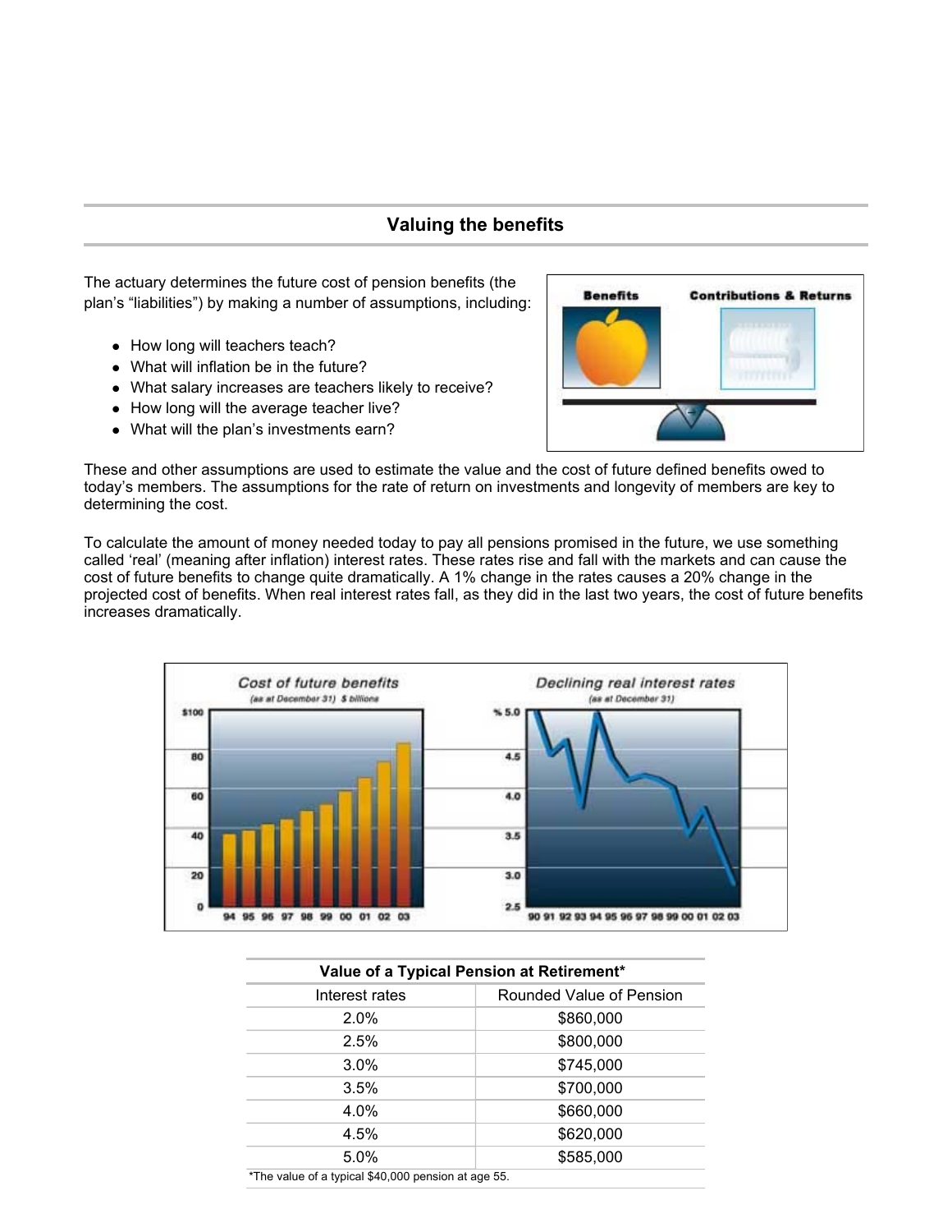## Valuing the benefits

The actuary determines the future cost of pension benefits (the plan's "liabilities") by making a number of assumptions, including:

- How long will teachers teach?
- What will inflation be in the future?
- What salary increases are teachers likely to receive?
- How long will the average teacher live?
- What will the plan's investments earn?

These and other assumptions are used to estimate the value and the cost of future defined benefits owed to today's members. The assumptions for the rate of return on investments and longevity of members are key to determining the cost.

To calculate the amount of money needed today to pay all pensions promised in the future, we use something called 'real' (meaning after inflation) interest rates. These rates rise and fall with the markets and can cause the cost of future benefits to change quite dramatically. A 1% change in the rates causes a 20% change in the projected cost of benefits. When real interest rates fall, as they did in the last two years, the cost of future benefits increases dramatically.

| Value of a Typical Pension at Retirement* | |
|---|---|
| Interest rates | Rounded Value of Pension |
| 2.0% | $860,000 |
| 2.5% | $800,000 |
| 3.0% | $745,000 |
| 3.5% | $700,000 |
| 4.0% | $660,000 |
| 4.5% | $620,000 |
| 5.0% | $585,000 |

*The value of a typical $40,000 pension at age 55.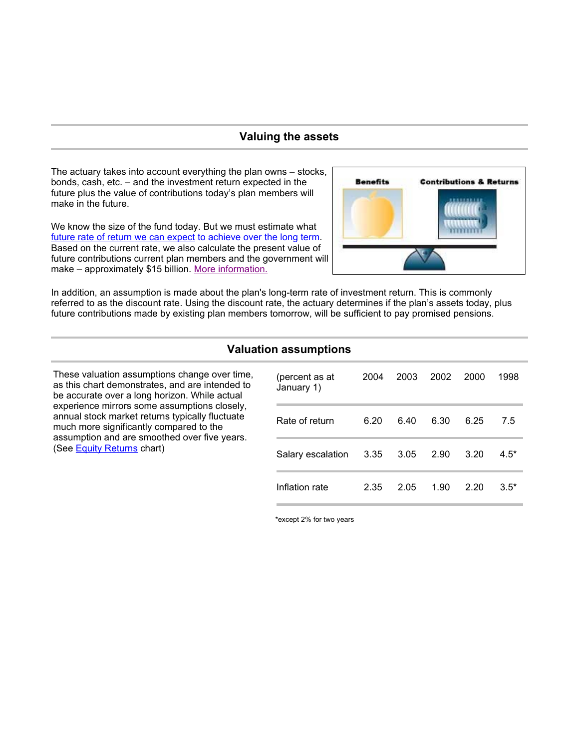## Valuing the assets

The actuary takes into account everything the plan owns – stocks, bonds, cash, etc. – and the investment return expected in the future plus the value of contributions today's plan members will make in the future.

We know the size of the fund today. But we must estimate what future rate of return we can expect to achieve over the long term. Based on the current rate, we also calculate the present value of future contributions current plan members and the government will make – approximately $15 billion. More information.

Benefits    Contributions & Returns

In addition, an assumption is made about the plan's long-term rate of investment return. This is commonly referred to as the discount rate. Using the discount rate, the actuary determines if the plan's assets today, plus future contributions made by existing plan members tomorrow, will be sufficient to pay promised pensions.

## Valuation assumptions

These valuation assumptions change over time, as this chart demonstrates, and are intended to be accurate over a long horizon. While actual experience mirrors some assumptions closely, annual stock market returns typically fluctuate much more significantly compared to the assumption and are smoothed over five years. (See Equity Returns chart)

| (percent as at January 1) | 2004 | 2003 | 2002 | 2000 | 1998 |
|---|---|---|---|---|---|
| Rate of return | 6.20 | 6.40 | 6.30 | 6.25 | 7.5 |
| Salary escalation | 3.35 | 3.05 | 2.90 | 3.20 | 4.5* |
| Inflation rate | 2.35 | 2.05 | 1.90 | 2.20 | 3.5* |

*except 2% for two years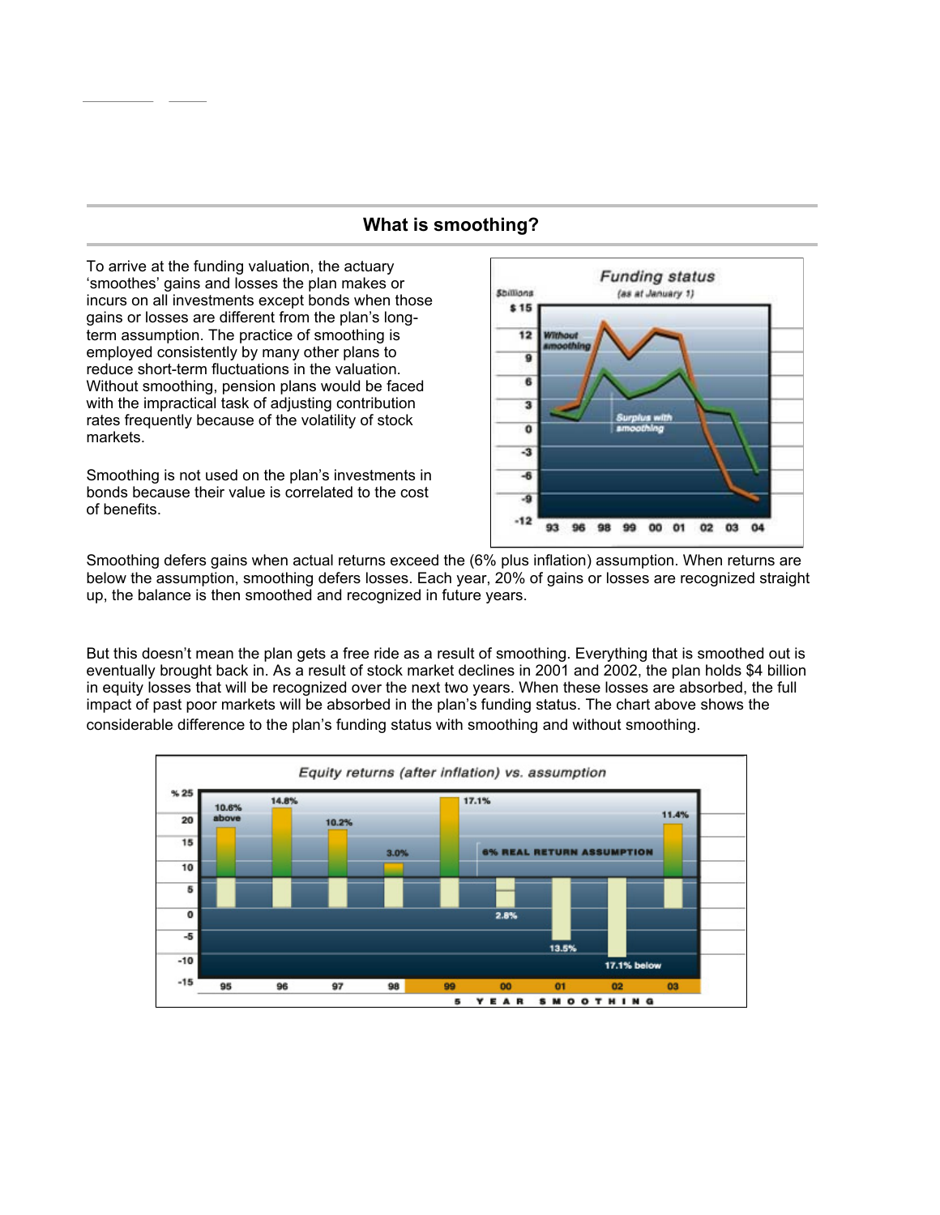## What is smoothing?

To arrive at the funding valuation, the actuary 'smoothes' gains and losses the plan makes or incurs on all investments except bonds when those gains or losses are different from the plan's long-term assumption. The practice of smoothing is employed consistently by many other plans to reduce short-term fluctuations in the valuation. Without smoothing, pension plans would be faced with the impractical task of adjusting contribution rates frequently because of the volatility of stock markets.

Smoothing is not used on the plan's investments in bonds because their value is correlated to the cost of benefits.

Smoothing defers gains when actual returns exceed the (6% plus inflation) assumption. When returns are below the assumption, smoothing defers losses. Each year, 20% of gains or losses are recognized straight up, the balance is then smoothed and recognized in future years.

But this doesn't mean the plan gets a free ride as a result of smoothing. Everything that is smoothed out is eventually brought back in. As a result of stock market declines in 2001 and 2002, the plan holds $4 billion in equity losses that will be recognized over the next two years. When these losses are absorbed, the full impact of past poor markets will be absorbed in the plan's funding status. The chart above shows the considerable difference to the plan's funding status with smoothing and without smoothing.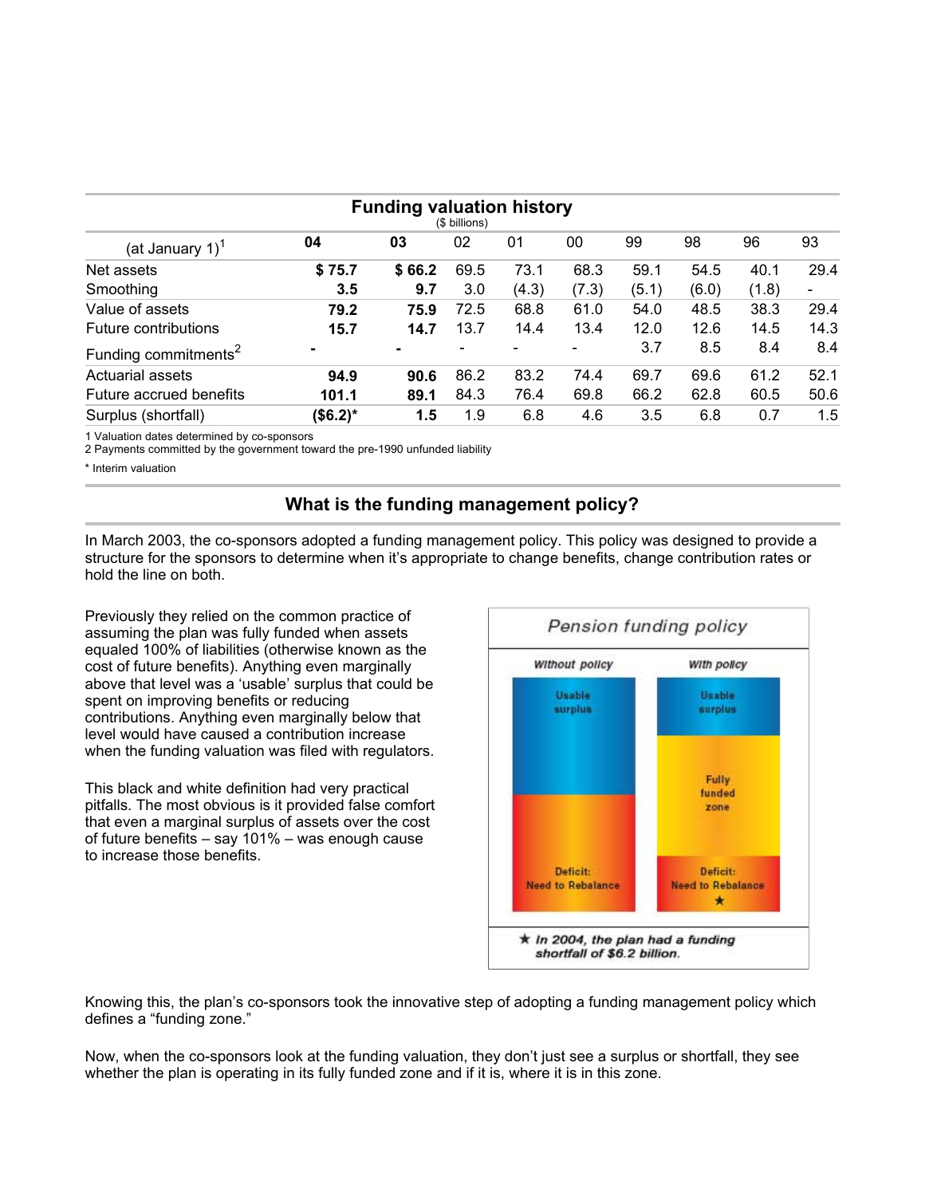## Funding valuation history

($ billions)

| (at January 1)[1] | **04** | **03** | 02 | 01 | 00 | 99 | 98 | 96 | 93 |
|---|---|---|---|---|---|---|---|---|---|
| Net assets | **$ 75.7** | **$ 66.2** | 69.5 | 73.1 | 68.3 | 59.1 | 54.5 | 40.1 | 29.4 |
| Smoothing | **3.5** | **9.7** | 3.0 | (4.3) | (7.3) | (5.1) | (6.0) | (1.8) | - |
| Value of assets | **79.2** | **75.9** | 72.5 | 68.8 | 61.0 | 54.0 | 48.5 | 38.3 | 29.4 |
| Future contributions | **15.7** | **14.7** | 13.7 | 14.4 | 13.4 | 12.0 | 12.6 | 14.5 | 14.3 |
| Funding commitments[2] | **-** | **-** | - | - | - | 3.7 | 8.5 | 8.4 | 8.4 |
| Actuarial assets | **94.9** | **90.6** | 86.2 | 83.2 | 74.4 | 69.7 | 69.6 | 61.2 | 52.1 |
| Future accrued benefits | **101.1** | **89.1** | 84.3 | 76.4 | 69.8 | 66.2 | 62.8 | 60.5 | 50.6 |
| Surplus (shortfall) | **($6.2)*** | **1.5** | 1.9 | 6.8 | 4.6 | 3.5 | 6.8 | 0.7 | 1.5 |

1 Valuation dates determined by co-sponsors
2 Payments committed by the government toward the pre-1990 unfunded liability
* Interim valuation

## What is the funding management policy?

In March 2003, the co-sponsors adopted a funding management policy. This policy was designed to provide a structure for the sponsors to determine when it's appropriate to change benefits, change contribution rates or hold the line on both.

Previously they relied on the common practice of assuming the plan was fully funded when assets equaled 100% of liabilities (otherwise known as the cost of future benefits). Anything even marginally above that level was a 'usable' surplus that could be spent on improving benefits or reducing contributions. Anything even marginally below that level would have caused a contribution increase when the funding valuation was filed with regulators.

This black and white definition had very practical pitfalls. The most obvious is it provided false comfort that even a marginal surplus of assets over the cost of future benefits – say 101% – was enough cause to increase those benefits.

**Pension funding policy**

| Without policy | With policy |
|---|---|
| Usable surplus | Usable surplus |
| | Fully funded zone |
| Deficit: Need to Rebalance | Deficit: Need to Rebalance ★ |

★ *In 2004, the plan had a funding shortfall of $6.2 billion.*

Knowing this, the plan's co-sponsors took the innovative step of adopting a funding management policy which defines a "funding zone."

Now, when the co-sponsors look at the funding valuation, they don't just see a surplus or shortfall, they see whether the plan is operating in its fully funded zone and if it is, where it is in this zone.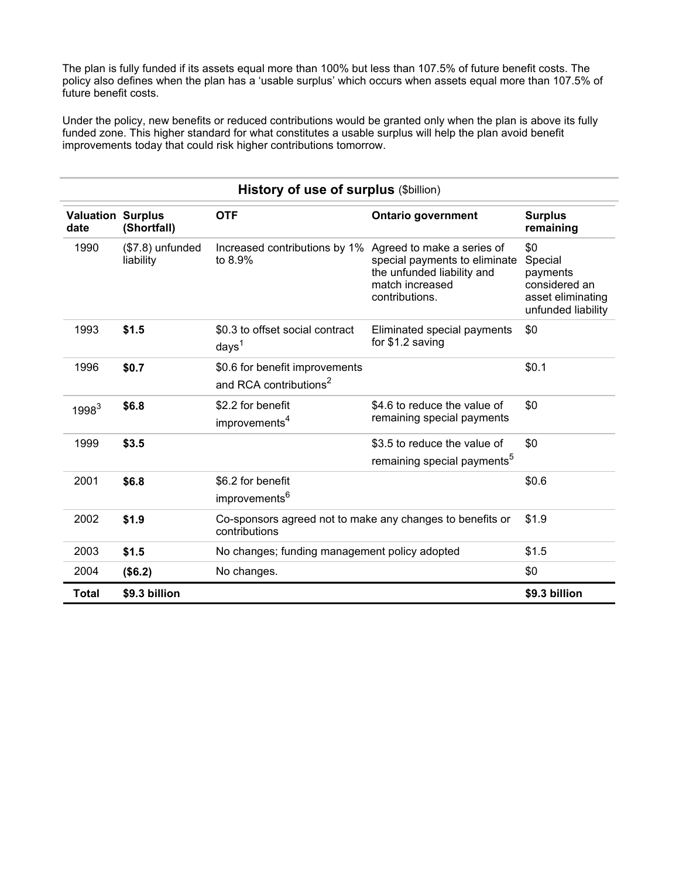The plan is fully funded if its assets equal more than 100% but less than 107.5% of future benefit costs. The policy also defines when the plan has a 'usable surplus' which occurs when assets equal more than 107.5% of future benefit costs.

Under the policy, new benefits or reduced contributions would be granted only when the plan is above its fully funded zone. This higher standard for what constitutes a usable surplus will help the plan avoid benefit improvements today that could risk higher contributions tomorrow.

## History of use of surplus ($billion)

| Valuation date | Surplus (Shortfall) | OTF | Ontario government | Surplus remaining |
|---|---|---|---|---|
| 1990 | ($7.8) unfunded liability | Increased contributions by 1% to 8.9% | Agreed to make a series of special payments to eliminate the unfunded liability and match increased contributions. | $0 Special payments considered an asset eliminating unfunded liability |
| 1993 | **$1.5** | $0.3 to offset social contract days[1] | Eliminated special payments for $1.2 saving | $0 |
| 1996 | **$0.7** | $0.6 for benefit improvements and RCA contributions[2] | | $0.1 |
| 1998[3] | **$6.8** | $2.2 for benefit improvements[4] | $4.6 to reduce the value of remaining special payments | $0 |
| 1999 | **$3.5** | | $3.5 to reduce the value of remaining special payments[5] | $0 |
| 2001 | **$6.8** | $6.2 for benefit improvements[6] | | $0.6 |
| 2002 | **$1.9** | Co-sponsors agreed not to make any changes to benefits or contributions | | $1.9 |
| 2003 | **$1.5** | No changes; funding management policy adopted | | $1.5 |
| 2004 | **($6.2)** | No changes. | | $0 |
| **Total** | **$9.3 billion** | | | **$9.3 billion** |